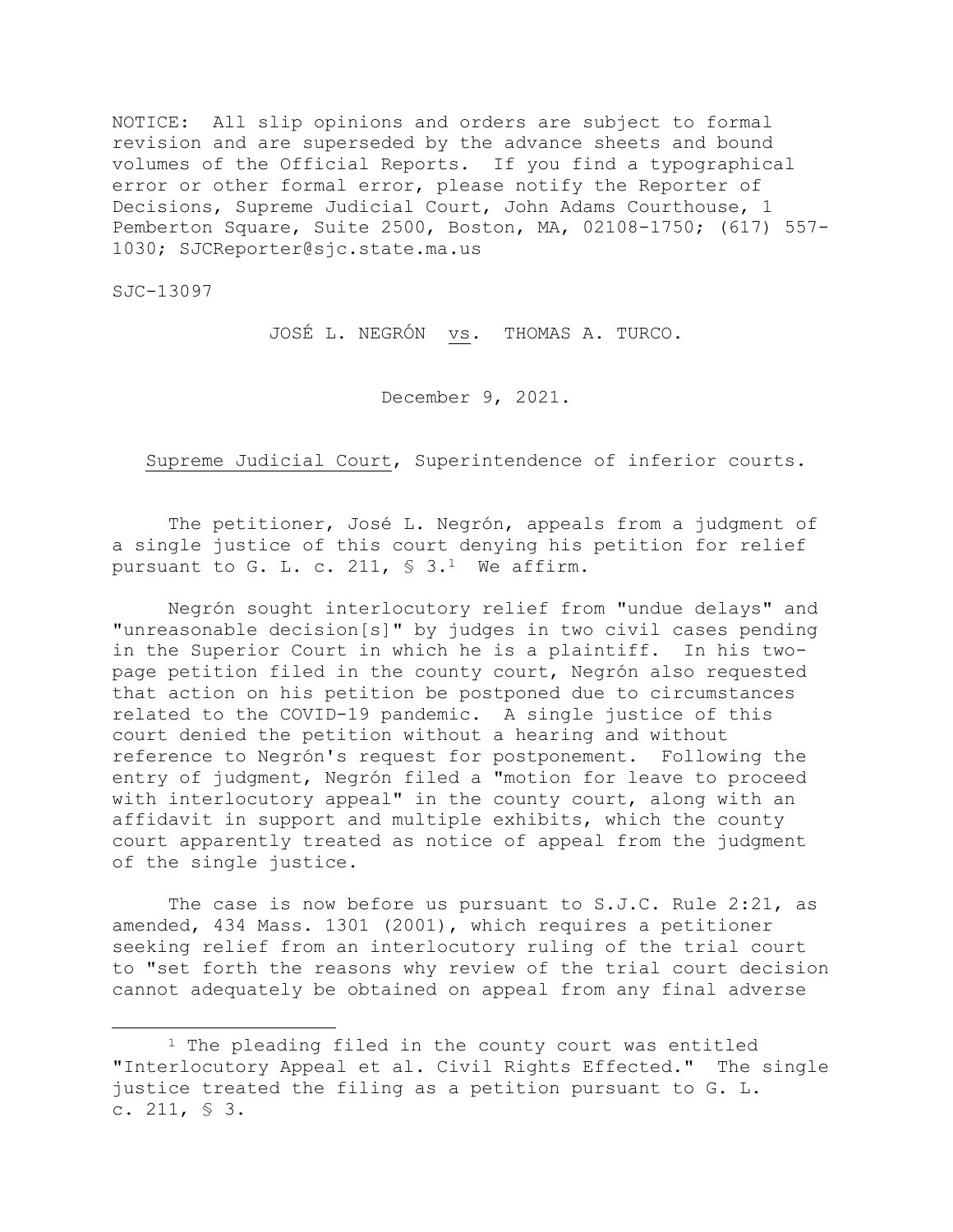NOTICE: All slip opinions and orders are subject to formal revision and are superseded by the advance sheets and bound volumes of the Official Reports. If you find a typographical error or other formal error, please notify the Reporter of Decisions, Supreme Judicial Court, John Adams Courthouse, 1 Pemberton Square, Suite 2500, Boston, MA, 02108-1750; (617) 557-1030; SJCReporter@sjc.state.ma.us

SJC-13097

JOSÉ L. NEGRÓN vs. THOMAS A. TURCO.

December 9, 2021.

Supreme Judicial Court, Superintendence of inferior courts.

The petitioner, José L. Negrón, appeals from a judgment of a single justice of this court denying his petition for relief pursuant to G. L. c. 211, § 3.[1] We affirm.

Negrón sought interlocutory relief from "undue delays" and "unreasonable decision[s]" by judges in two civil cases pending in the Superior Court in which he is a plaintiff. In his two-page petition filed in the county court, Negrón also requested that action on his petition be postponed due to circumstances related to the COVID-19 pandemic. A single justice of this court denied the petition without a hearing and without reference to Negrón's request for postponement. Following the entry of judgment, Negrón filed a "motion for leave to proceed with interlocutory appeal" in the county court, along with an affidavit in support and multiple exhibits, which the county court apparently treated as notice of appeal from the judgment of the single justice.

The case is now before us pursuant to S.J.C. Rule 2:21, as amended, 434 Mass. 1301 (2001), which requires a petitioner seeking relief from an interlocutory ruling of the trial court to "set forth the reasons why review of the trial court decision cannot adequately be obtained on appeal from any final adverse

[1] The pleading filed in the county court was entitled "Interlocutory Appeal et al. Civil Rights Effected." The single justice treated the filing as a petition pursuant to G. L. c. 211, § 3.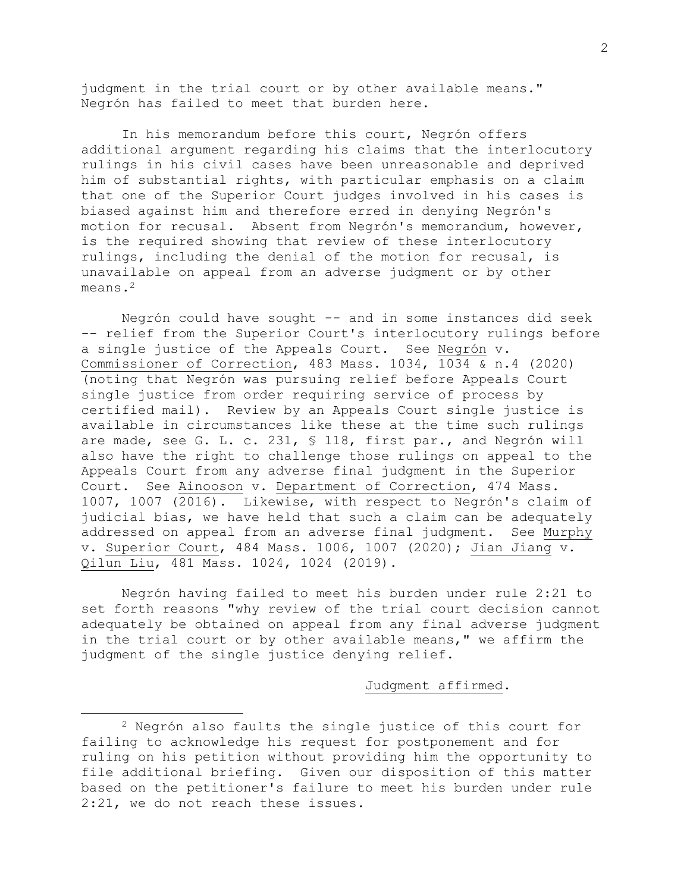judgment in the trial court or by other available means." Negrón has failed to meet that burden here.

In his memorandum before this court, Negrón offers additional argument regarding his claims that the interlocutory rulings in his civil cases have been unreasonable and deprived him of substantial rights, with particular emphasis on a claim that one of the Superior Court judges involved in his cases is biased against him and therefore erred in denying Negrón's motion for recusal. Absent from Negrón's memorandum, however, is the required showing that review of these interlocutory rulings, including the denial of the motion for recusal, is unavailable on appeal from an adverse judgment or by other means.[2]

Negrón could have sought -- and in some instances did seek -- relief from the Superior Court's interlocutory rulings before a single justice of the Appeals Court. See Negrón v. Commissioner of Correction, 483 Mass. 1034, 1034 & n.4 (2020) (noting that Negrón was pursuing relief before Appeals Court single justice from order requiring service of process by certified mail). Review by an Appeals Court single justice is available in circumstances like these at the time such rulings are made, see G. L. c. 231, § 118, first par., and Negrón will also have the right to challenge those rulings on appeal to the Appeals Court from any adverse final judgment in the Superior Court. See Ainooson v. Department of Correction, 474 Mass. 1007, 1007 (2016). Likewise, with respect to Negrón's claim of judicial bias, we have held that such a claim can be adequately addressed on appeal from an adverse final judgment. See Murphy v. Superior Court, 484 Mass. 1006, 1007 (2020); Jian Jiang v. Qilun Liu, 481 Mass. 1024, 1024 (2019).

Negrón having failed to meet his burden under rule 2:21 to set forth reasons "why review of the trial court decision cannot adequately be obtained on appeal from any final adverse judgment in the trial court or by other available means," we affirm the judgment of the single justice denying relief.

*Judgment affirmed.*

---

[2] Negrón also faults the single justice of this court for failing to acknowledge his request for postponement and for ruling on his petition without providing him the opportunity to file additional briefing. Given our disposition of this matter based on the petitioner's failure to meet his burden under rule 2:21, we do not reach these issues.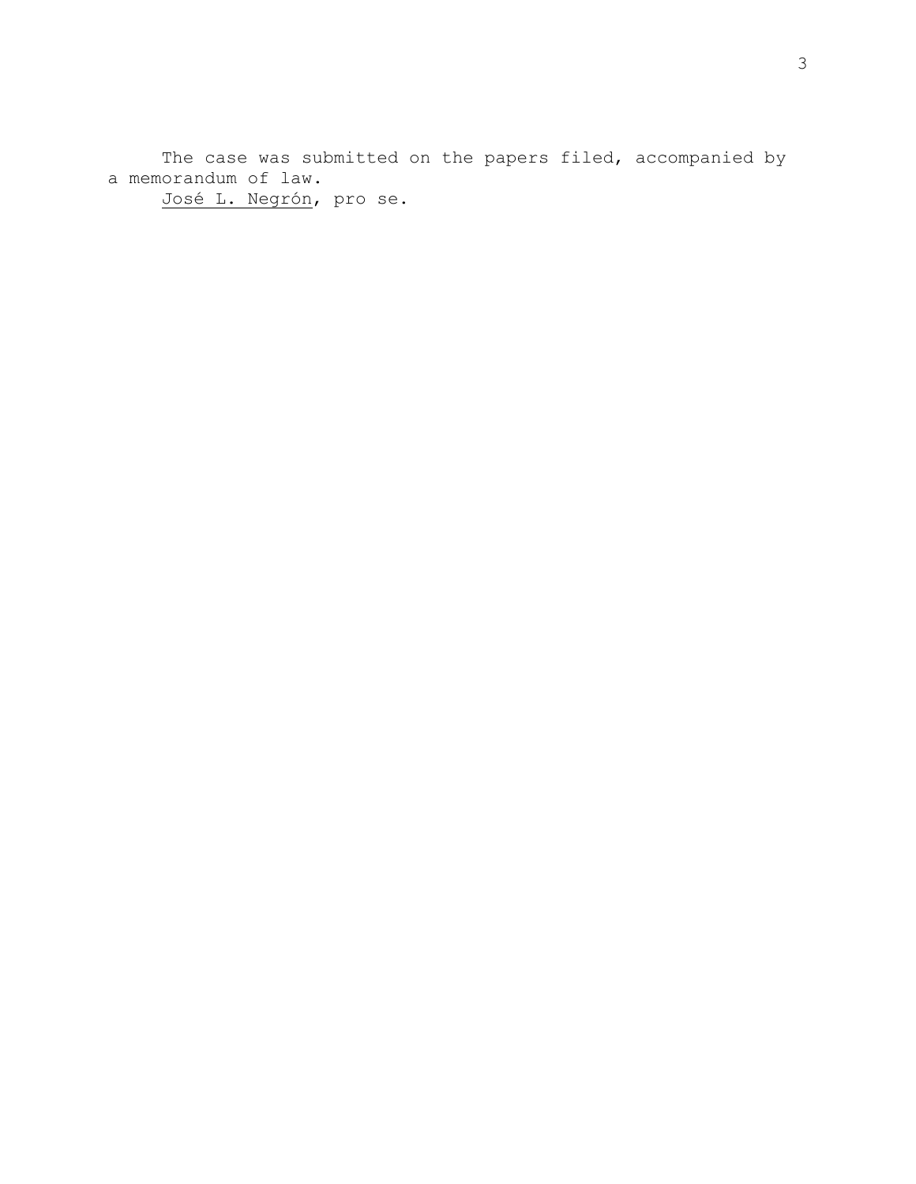The case was submitted on the papers filed, accompanied by a memorandum of law.

José L. Negrón, pro se.